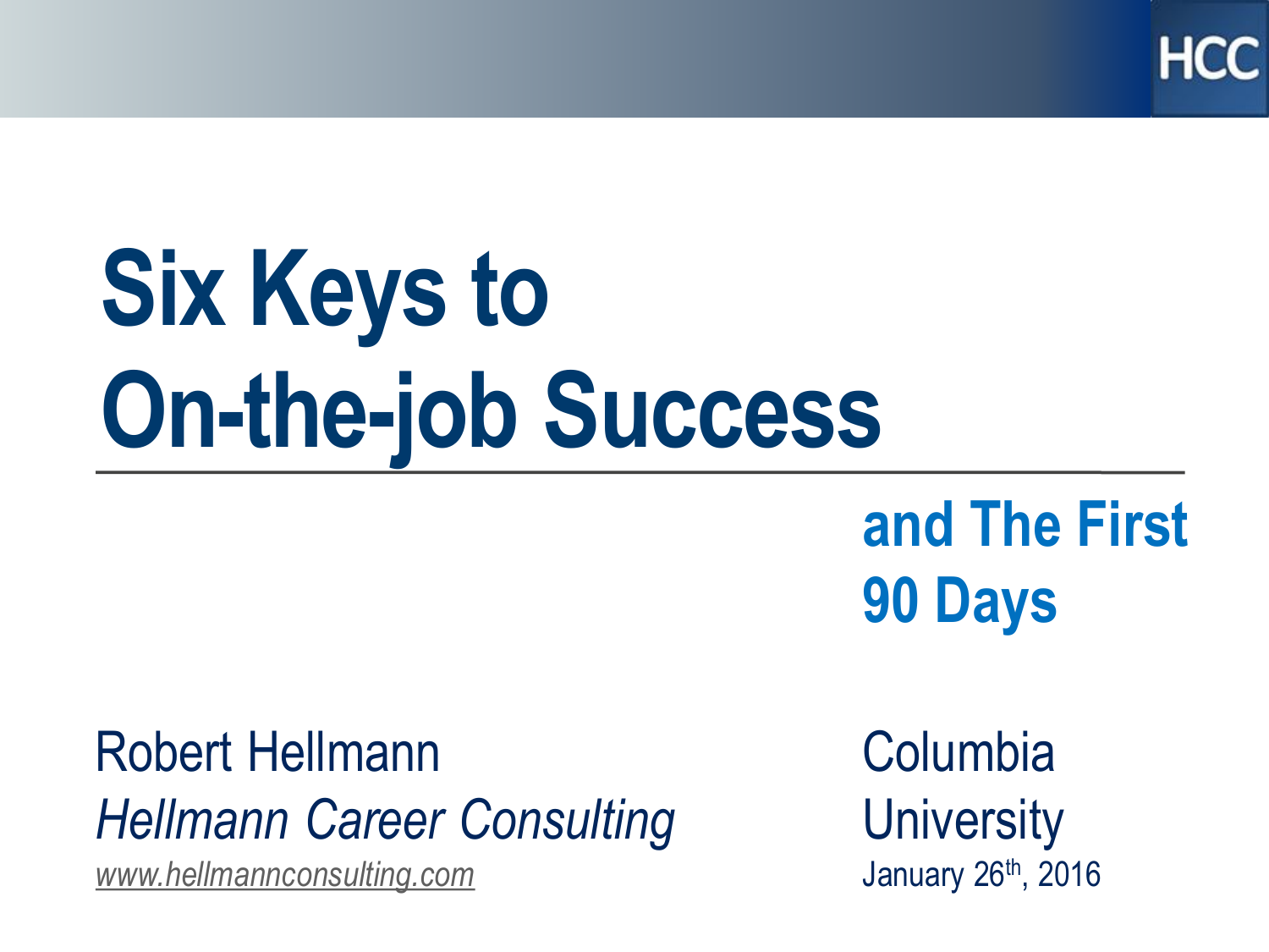HCC

# Six Keys to On-the-job Success

## and The First 90 Days

Robert Hellmann
*Hellmann Career Consulting*
www.hellmannconsulting.com

Columbia University
January 26th, 2016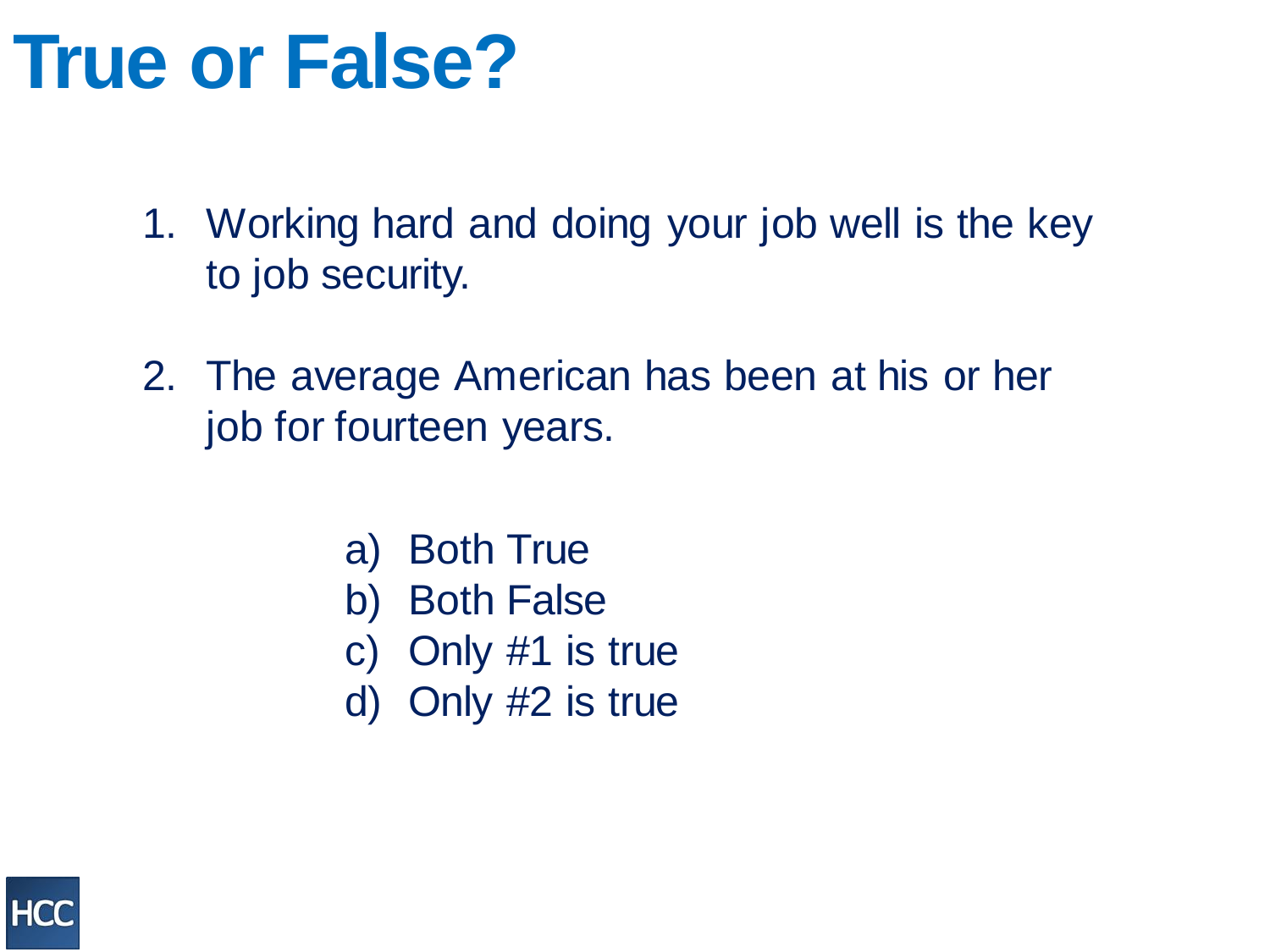# True or False?

1. Working hard and doing your job well is the key to job security.
2. The average American has been at his or her job for fourteen years.

   a) Both True
   b) Both False
   c) Only #1 is true
   d) Only #2 is true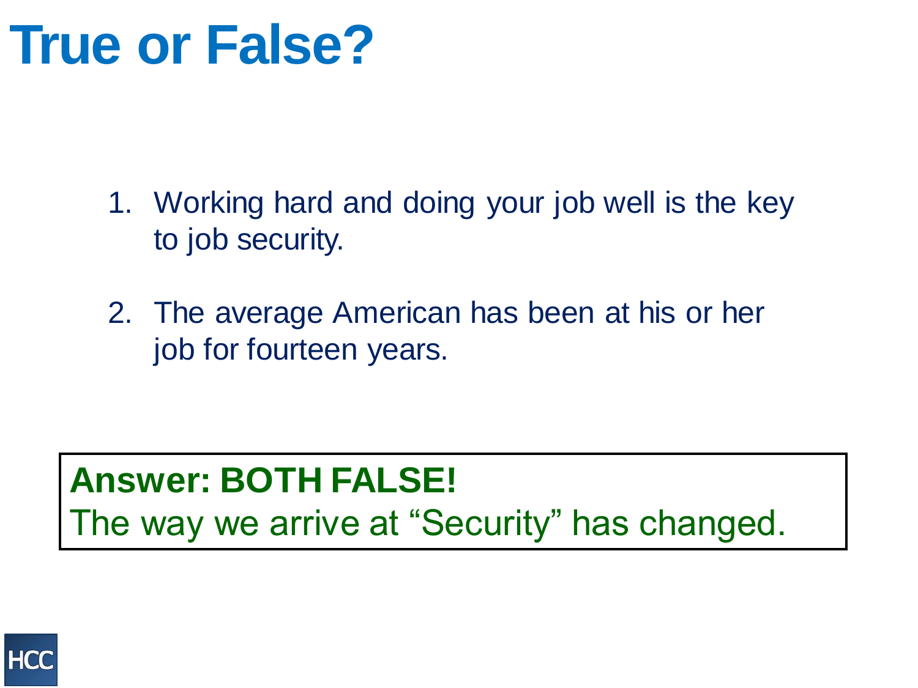# True or False?

1. Working hard and doing your job well is the key to job security.

2. The average American has been at his or her job for fourteen years.

**Answer: BOTH FALSE!**
The way we arrive at “Security” has changed.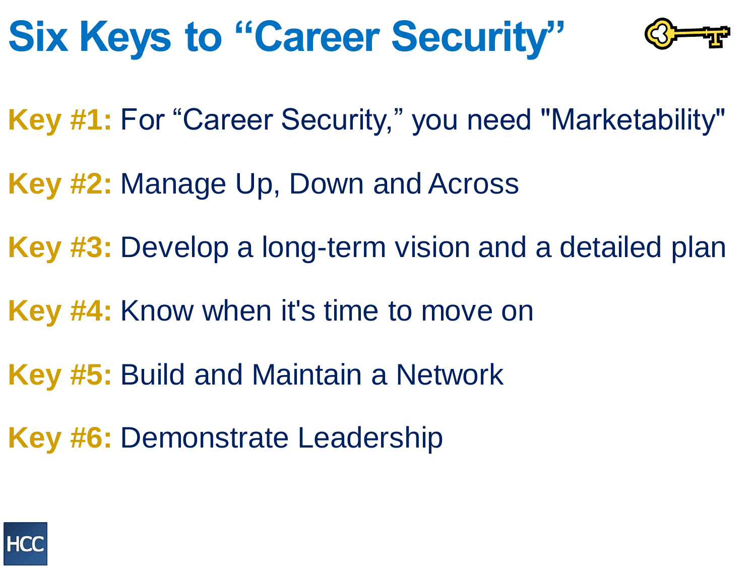# Six Keys to “Career Security”

**Key #1:** For “Career Security,” you need "Marketability"

**Key #2:** Manage Up, Down and Across

**Key #3:** Develop a long-term vision and a detailed plan

**Key #4:** Know when it's time to move on

**Key #5:** Build and Maintain a Network

**Key #6:** Demonstrate Leadership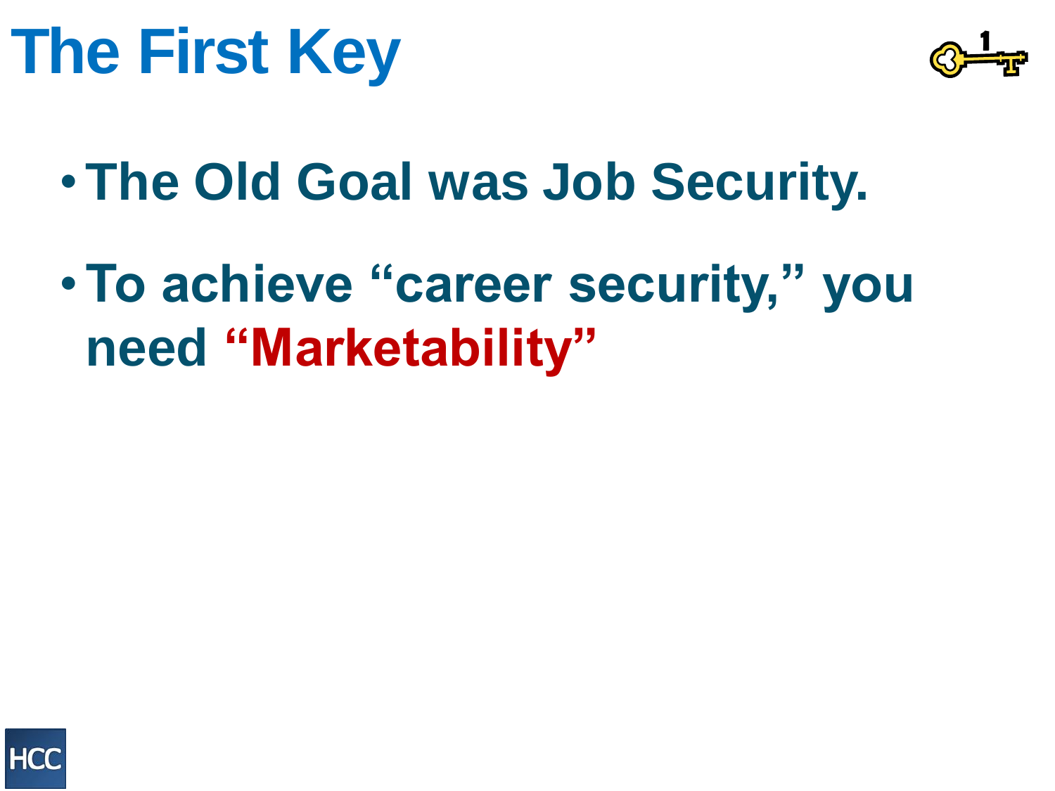# The First Key

- **The Old Goal was Job Security.**
- **To achieve "career security," you need "Marketability"**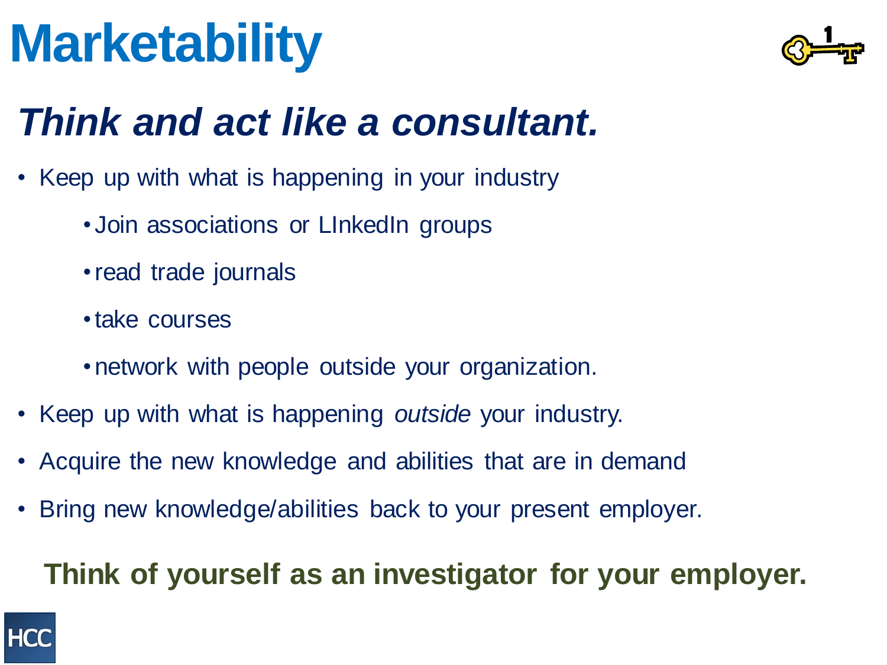# Marketability

## *Think and act like a consultant.*

- Keep up with what is happening in your industry
    - Join associations or LInkedIn groups
    - read trade journals
    - take courses
    - network with people outside your organization.
- Keep up with what is happening *outside* your industry.
- Acquire the new knowledge and abilities that are in demand
- Bring new knowledge/abilities back to your present employer.

**Think of yourself as an investigator for your employer.**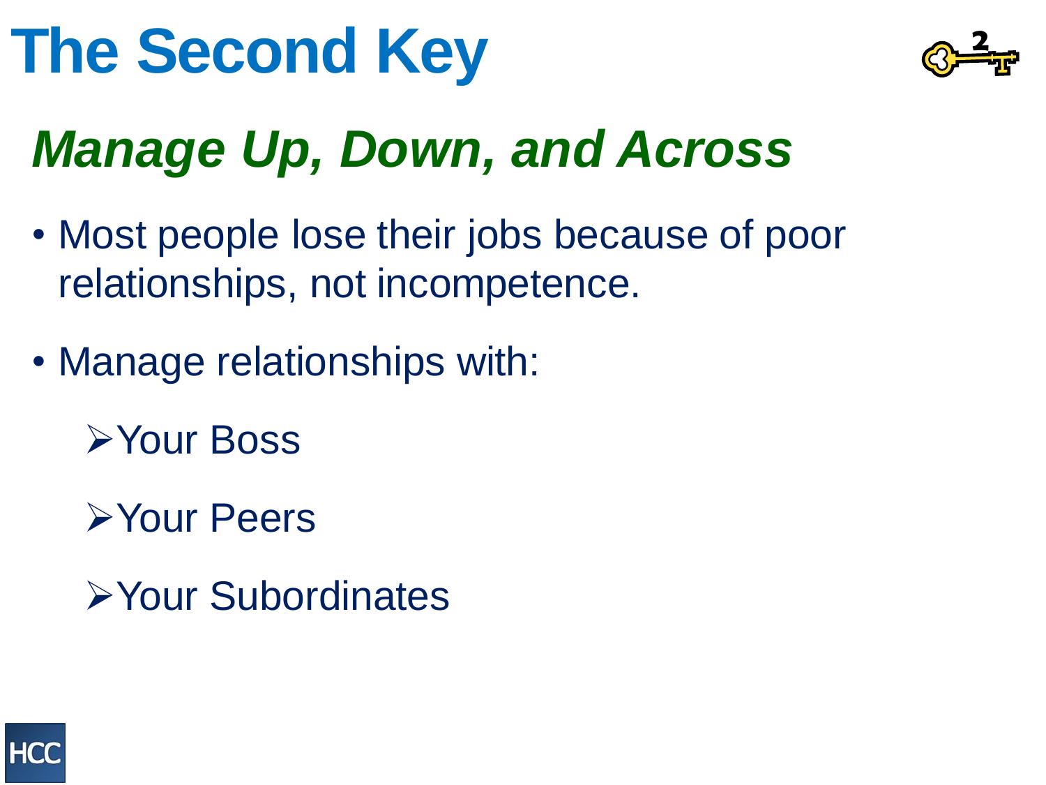# The Second Key

## *Manage Up, Down, and Across*

- Most people lose their jobs because of poor relationships, not incompetence.
- Manage relationships with:
  - Your Boss
  - Your Peers
  - Your Subordinates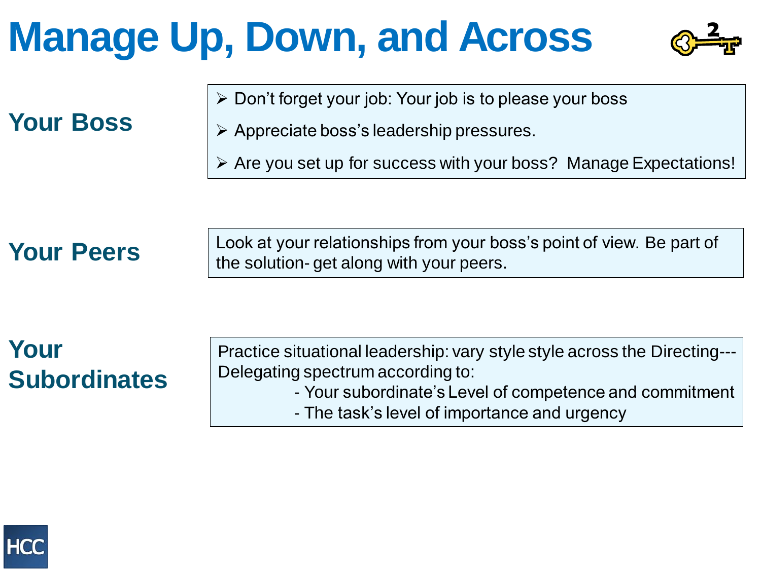# Manage Up, Down, and Across

## Your Boss

- Don't forget your job: Your job is to please your boss
- Appreciate boss's leadership pressures.
- Are you set up for success with your boss?  Manage Expectations!

## Your Peers

Look at your relationships from your boss's point of view. Be part of the solution- get along with your peers.

## Your Subordinates

Practice situational leadership: vary style style across the Directing---Delegating spectrum according to:

- Your subordinate's Level of competence and commitment
- The task's level of importance and urgency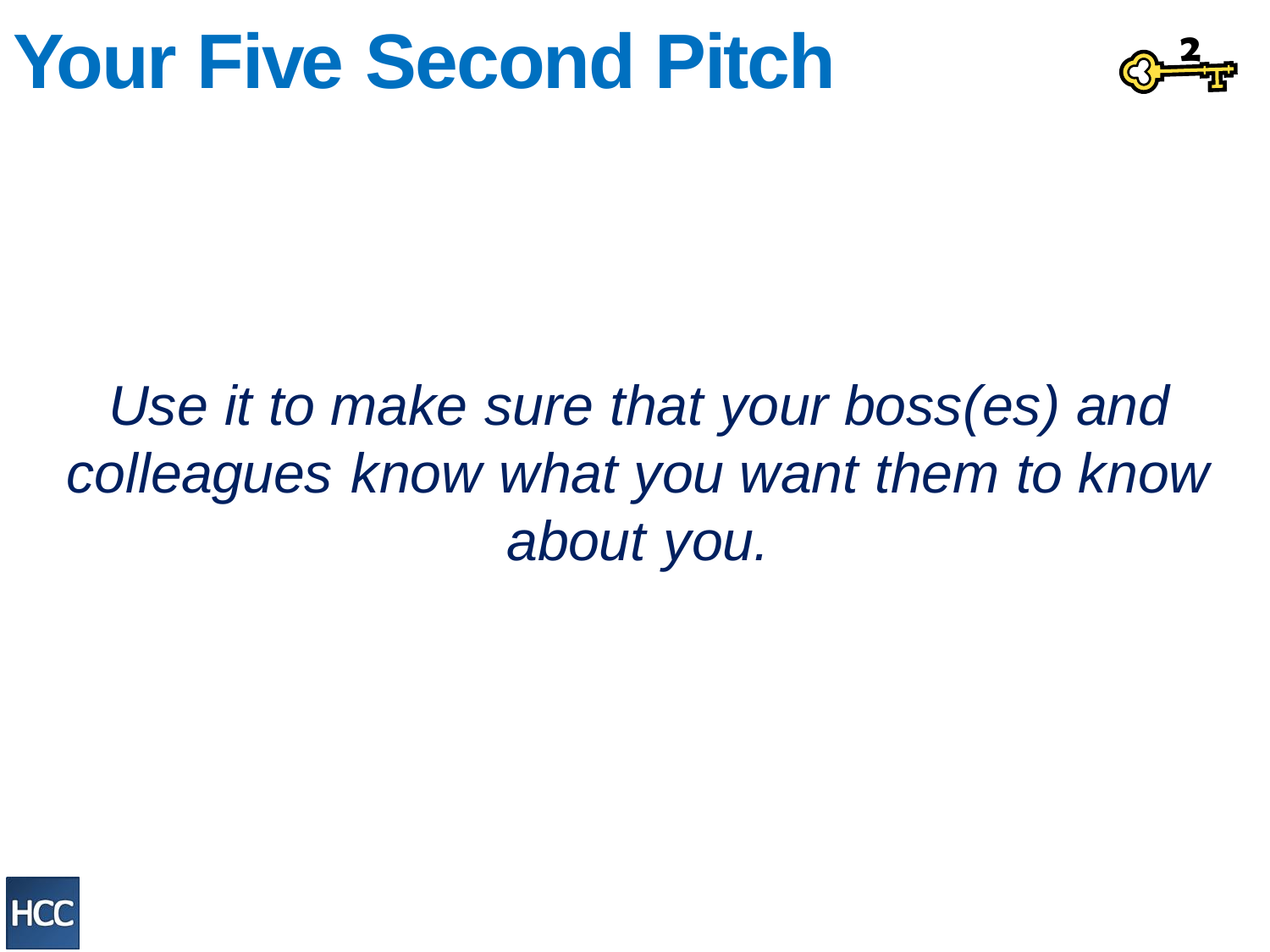# Your Five Second Pitch

*Use it to make sure that your boss(es) and colleagues know what you want them to know about you.*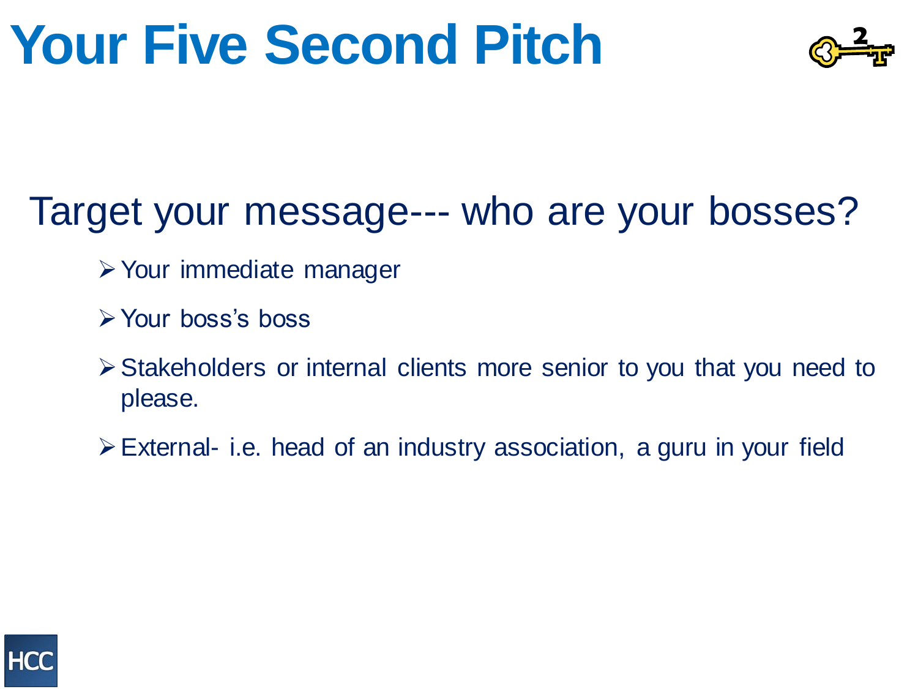# Your Five Second Pitch

## Target your message--- who are your bosses?

- Your immediate manager
- Your boss's boss
- Stakeholders or internal clients more senior to you that you need to please.
- External- i.e. head of an industry association, a guru in your field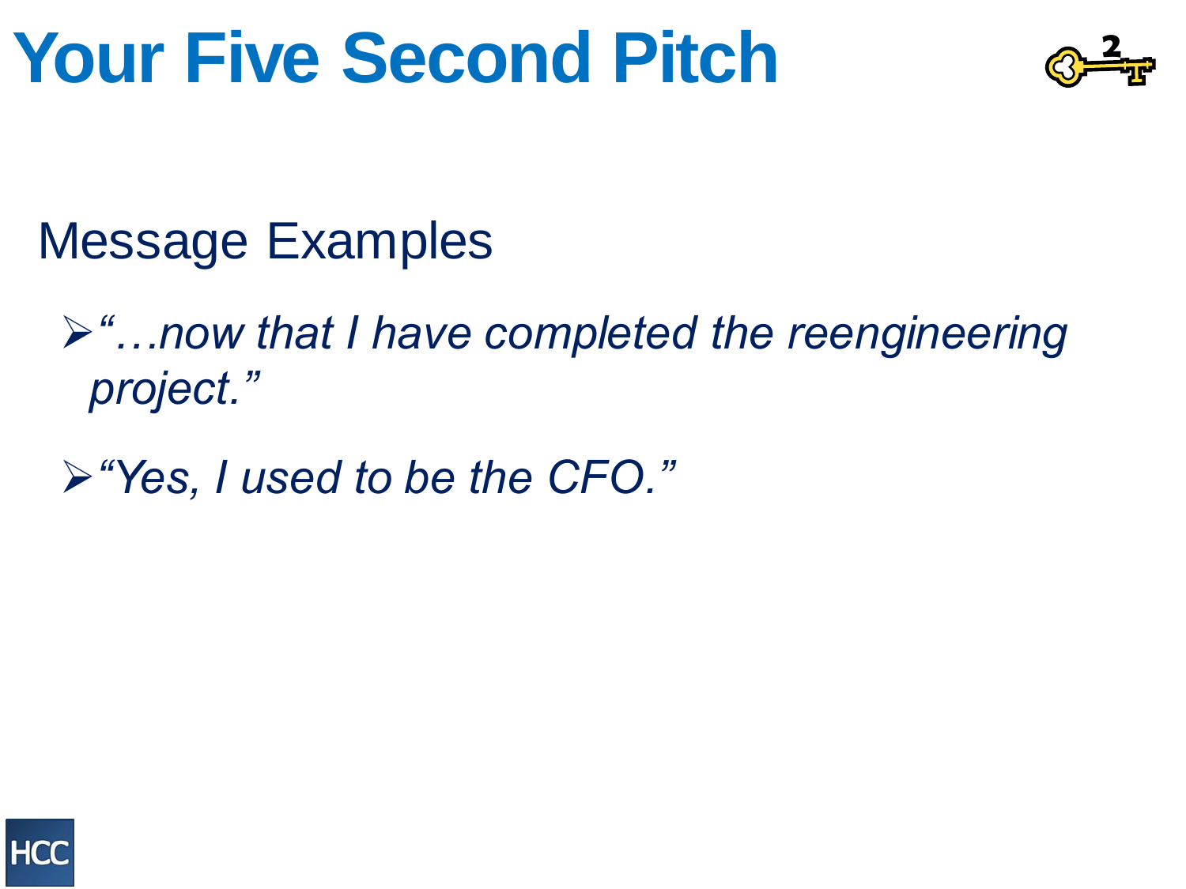# Your Five Second Pitch

## Message Examples

- *"…now that I have completed the reengineering project."*
- *"Yes, I used to be the CFO."*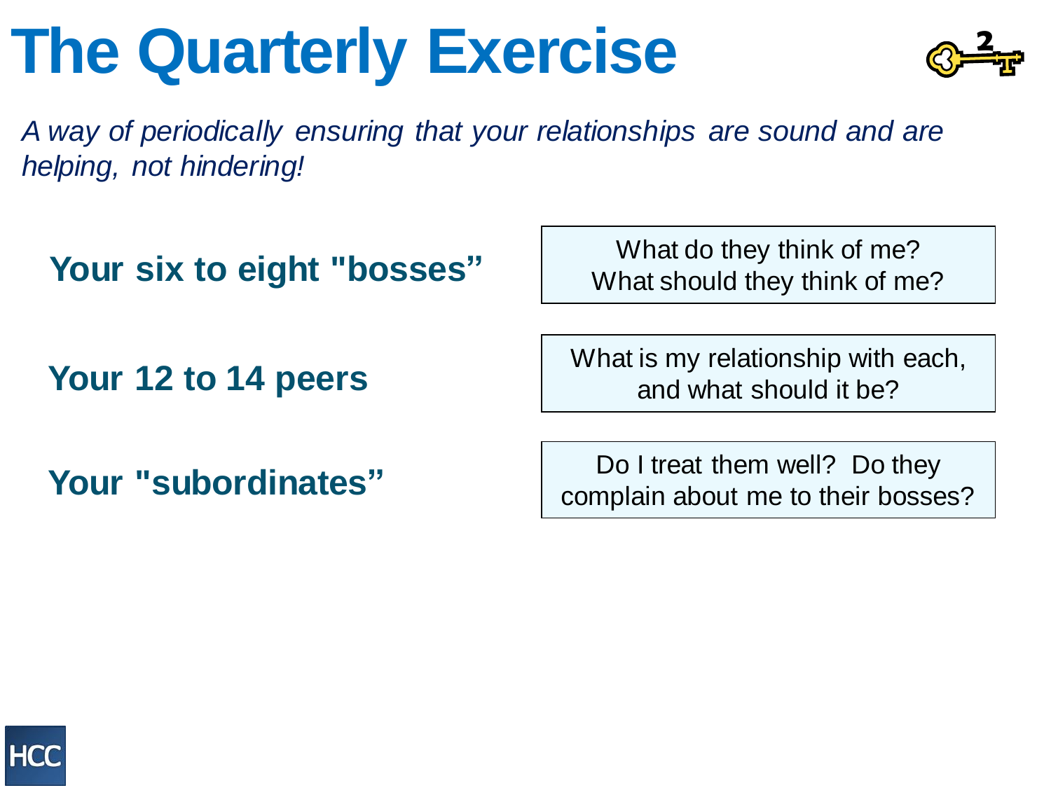# The Quarterly Exercise

*A way of periodically ensuring that your relationships are sound and are helping, not hindering!*

| | |
|---|---|
| **Your six to eight "bosses"** | What do they think of me? What should they think of me? |
| **Your 12 to 14 peers** | What is my relationship with each, and what should it be? |
| **Your "subordinates"** | Do I treat them well? Do they complain about me to their bosses? |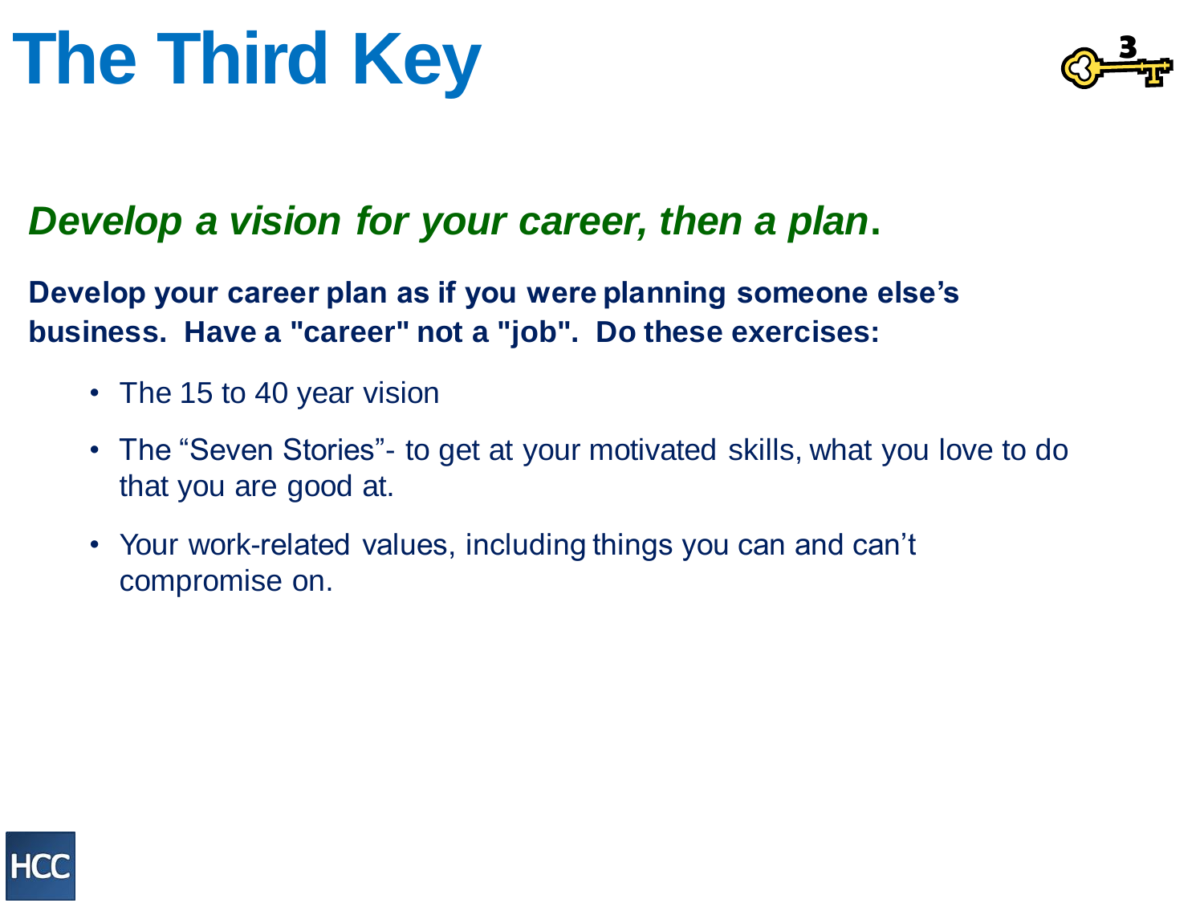# The Third Key

***Develop a vision for your career, then a plan*.**

**Develop your career plan as if you were planning someone else's business. Have a "career" not a "job". Do these exercises:**

- The 15 to 40 year vision
- The "Seven Stories"- to get at your motivated skills, what you love to do that you are good at.
- Your work-related values, including things you can and can't compromise on.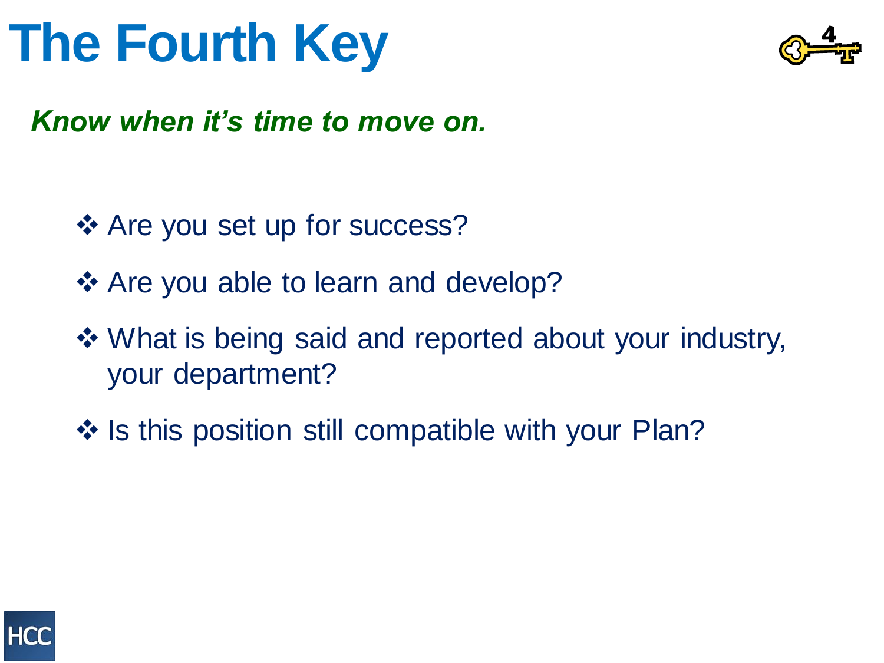# The Fourth Key

***Know when it's time to move on.***

- Are you set up for success?
- Are you able to learn and develop?
- What is being said and reported about your industry, your department?
- Is this position still compatible with your Plan?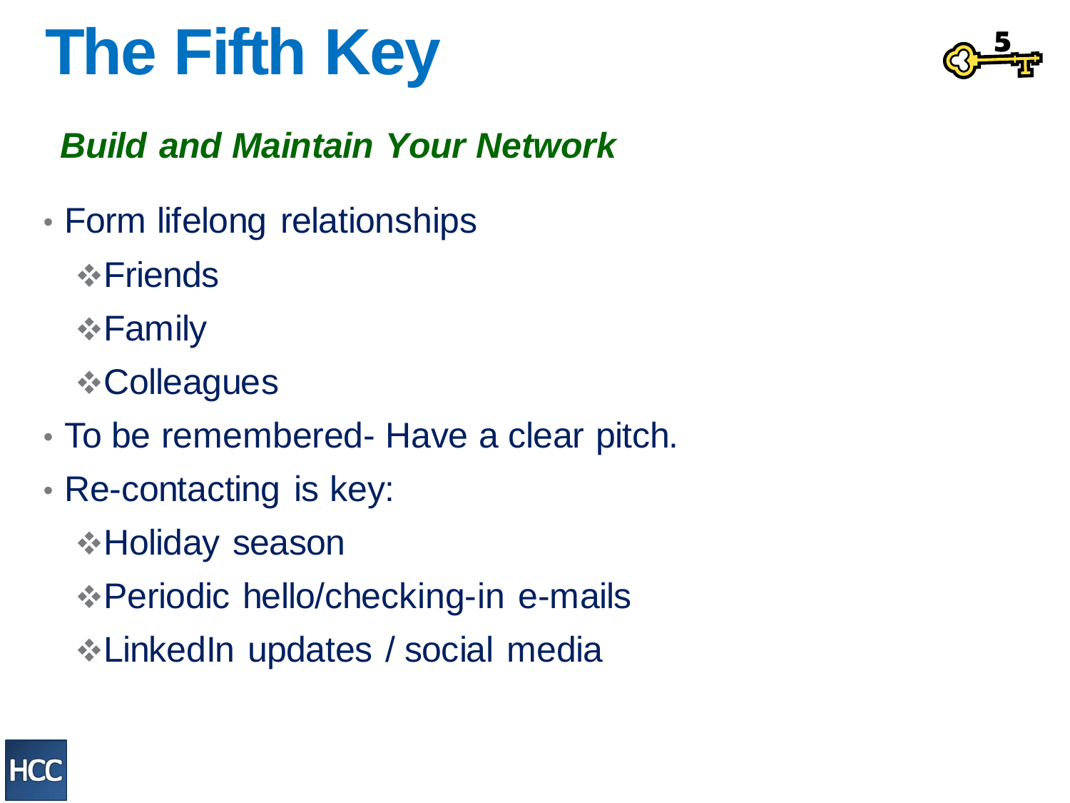# The Fifth Key

***Build and Maintain Your Network***

- Form lifelong relationships
  - Friends
  - Family
  - Colleagues
- To be remembered- Have a clear pitch.
- Re-contacting is key:
  - Holiday season
  - Periodic hello/checking-in e-mails
  - LinkedIn updates / social media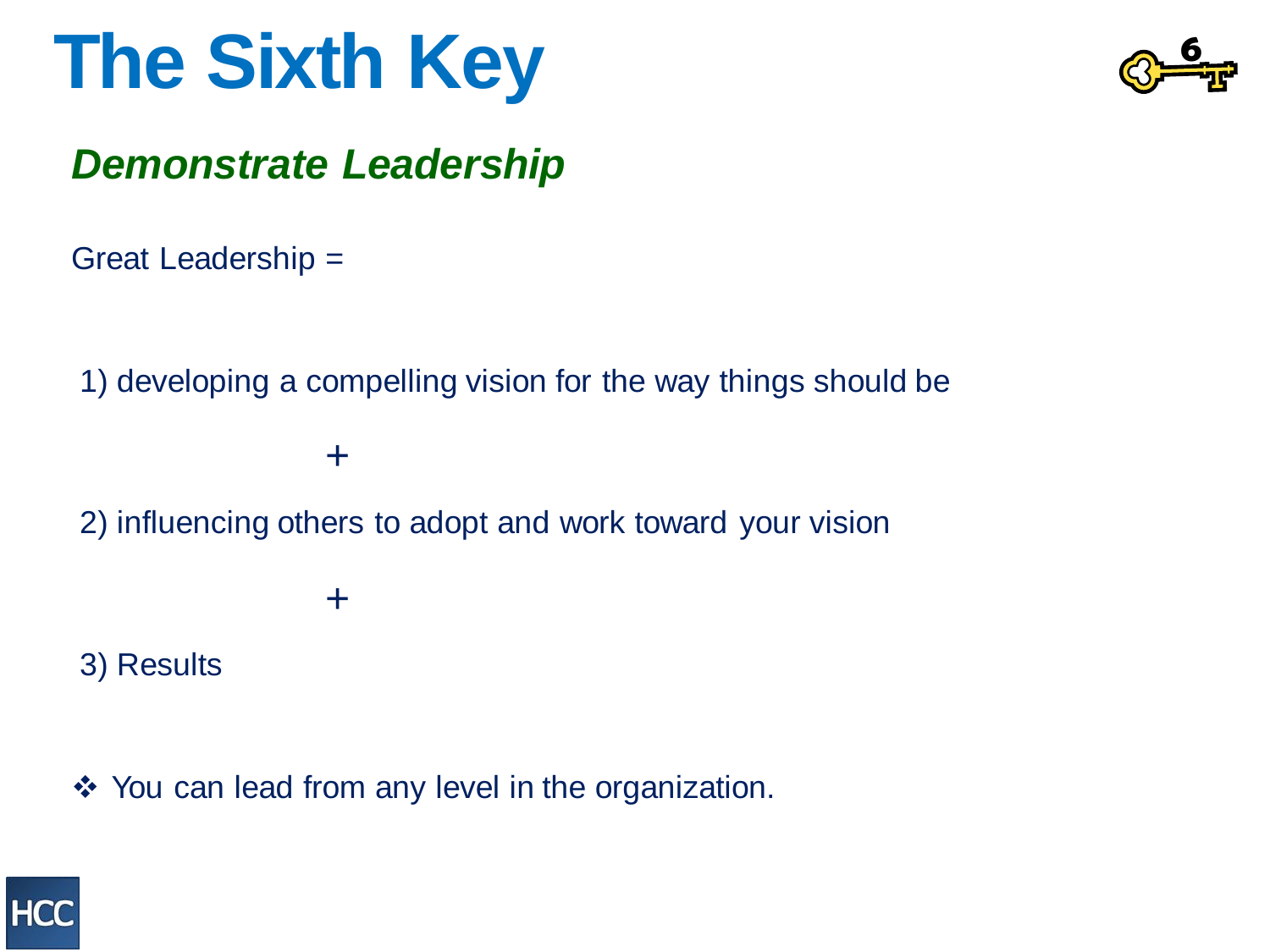# The Sixth Key

## *Demonstrate Leadership*

Great Leadership =

1) developing a compelling vision for the way things should be

+

2) influencing others to adopt and work toward your vision

+

3) Results

❖ You can lead from any level in the organization.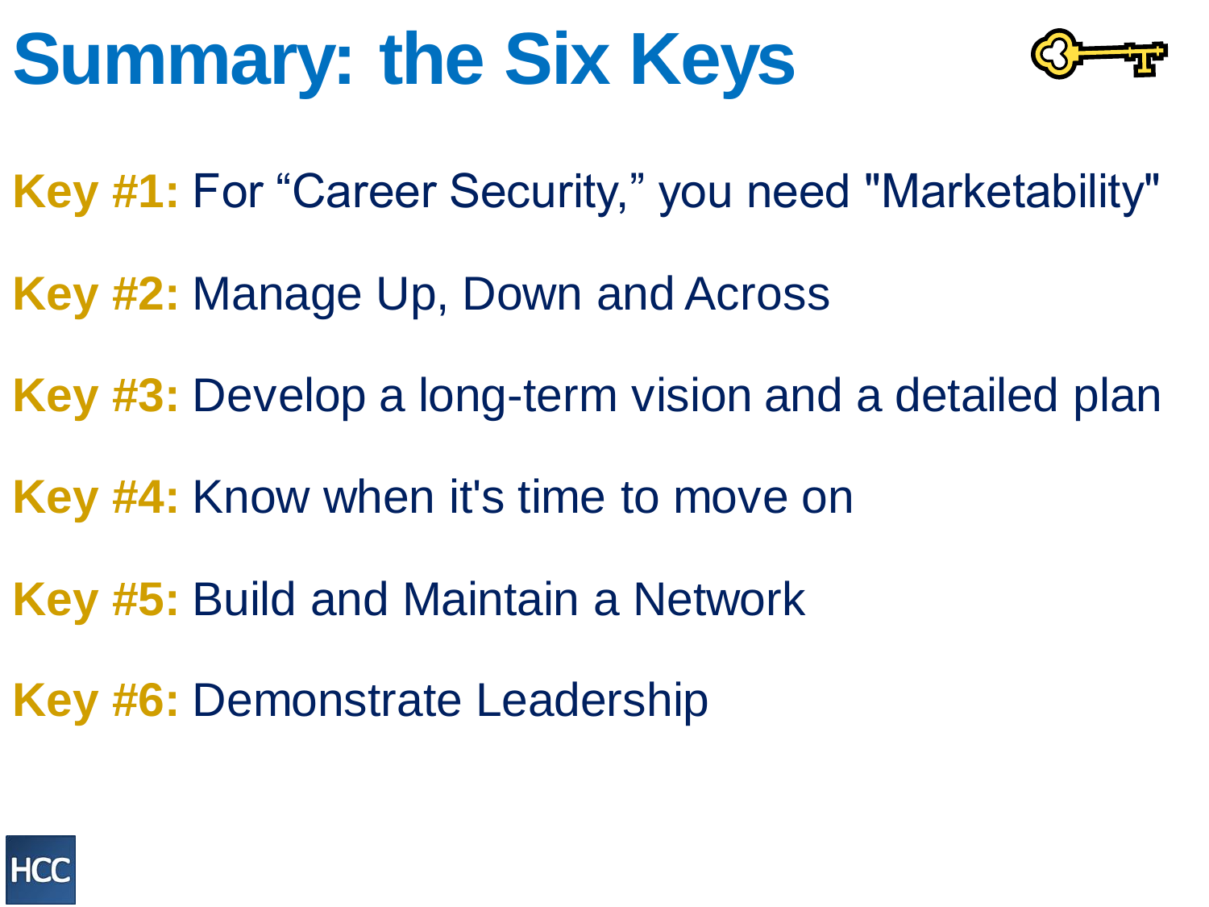# Summary: the Six Keys

**Key #1:** For “Career Security,” you need "Marketability"

**Key #2:** Manage Up, Down and Across

**Key #3:** Develop a long-term vision and a detailed plan

**Key #4:** Know when it's time to move on

**Key #5:** Build and Maintain a Network

**Key #6:** Demonstrate Leadership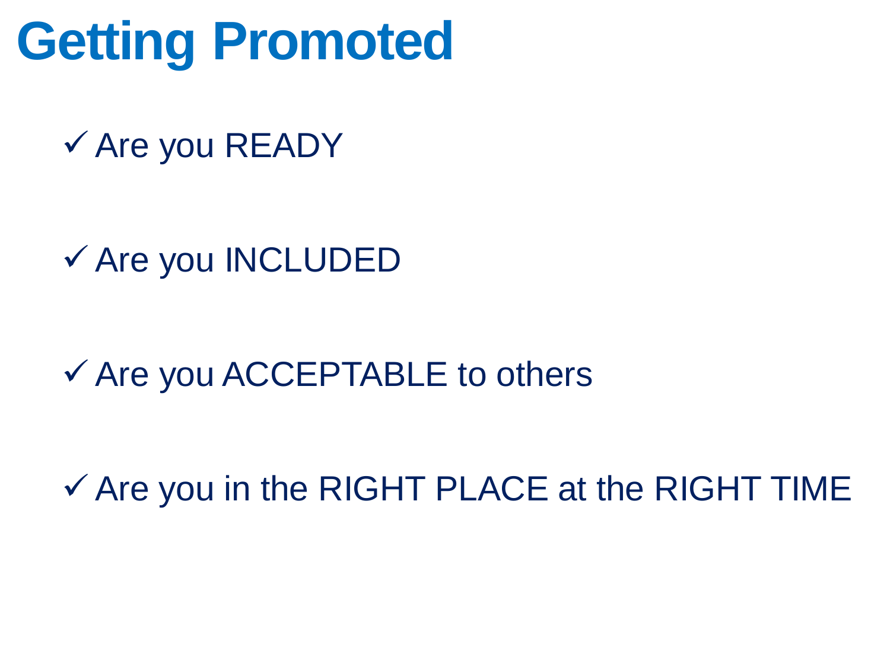# Getting Promoted

- ✓ Are you READY
- ✓ Are you INCLUDED
- ✓ Are you ACCEPTABLE to others
- ✓ Are you in the RIGHT PLACE at the RIGHT TIME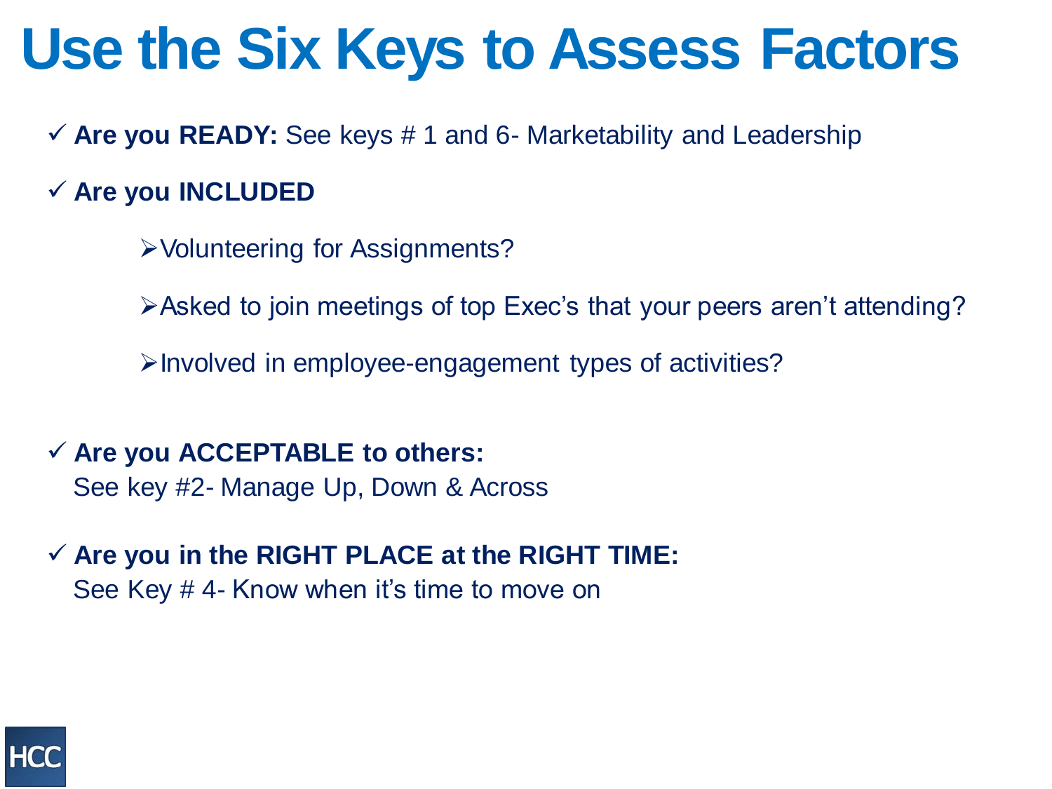# Use the Six Keys to Assess Factors

- ✓ **Are you READY:** See keys # 1 and 6- Marketability and Leadership
- ✓ **Are you INCLUDED**
  - ➢Volunteering for Assignments?
  - ➢Asked to join meetings of top Exec's that your peers aren't attending?
  - ➢Involved in employee-engagement types of activities?
- ✓ **Are you ACCEPTABLE to others:**
  See key #2- Manage Up, Down & Across
- ✓ **Are you in the RIGHT PLACE at the RIGHT TIME:**
  See Key # 4- Know when it's time to move on

HCC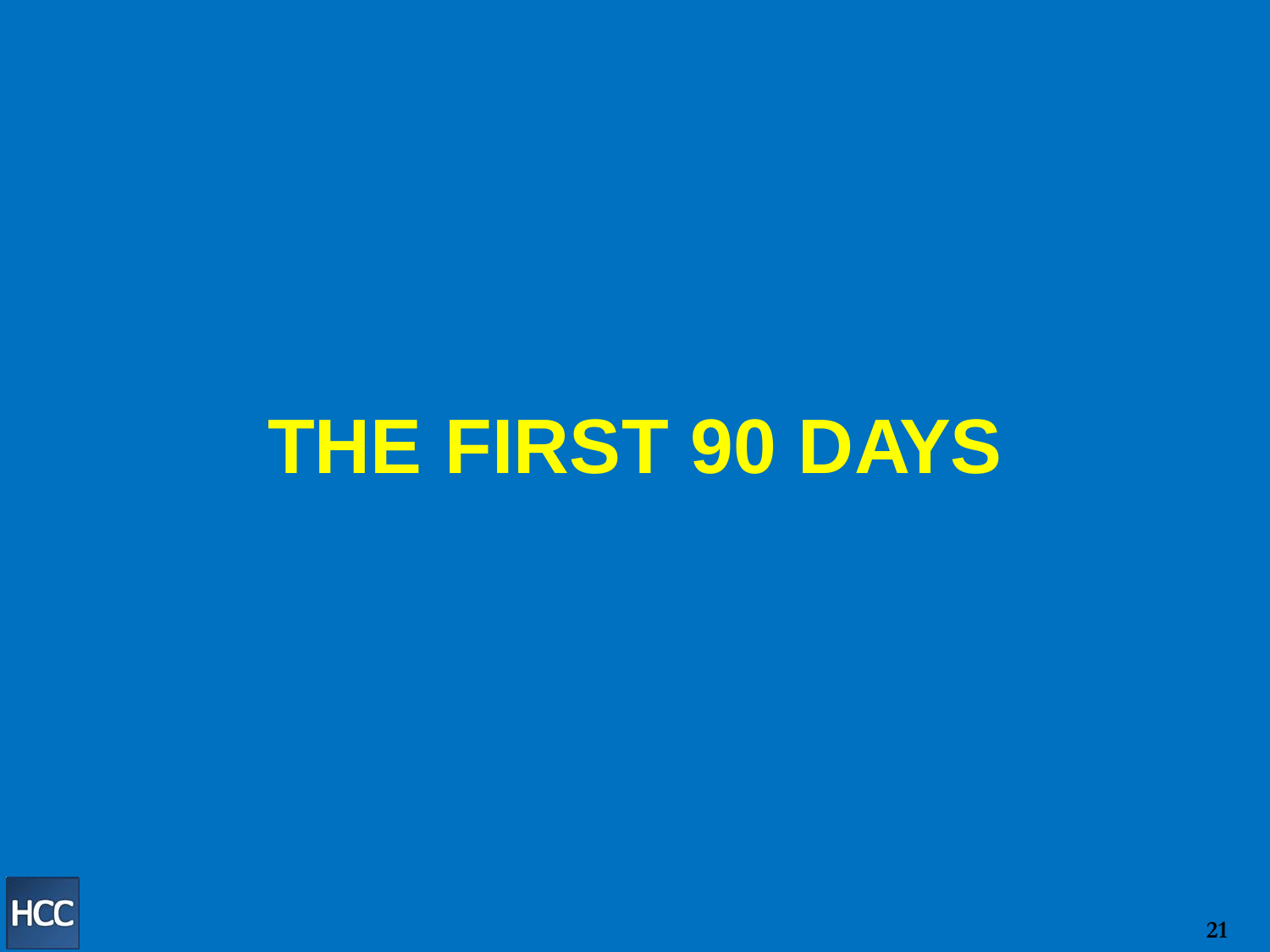# THE FIRST 90 DAYS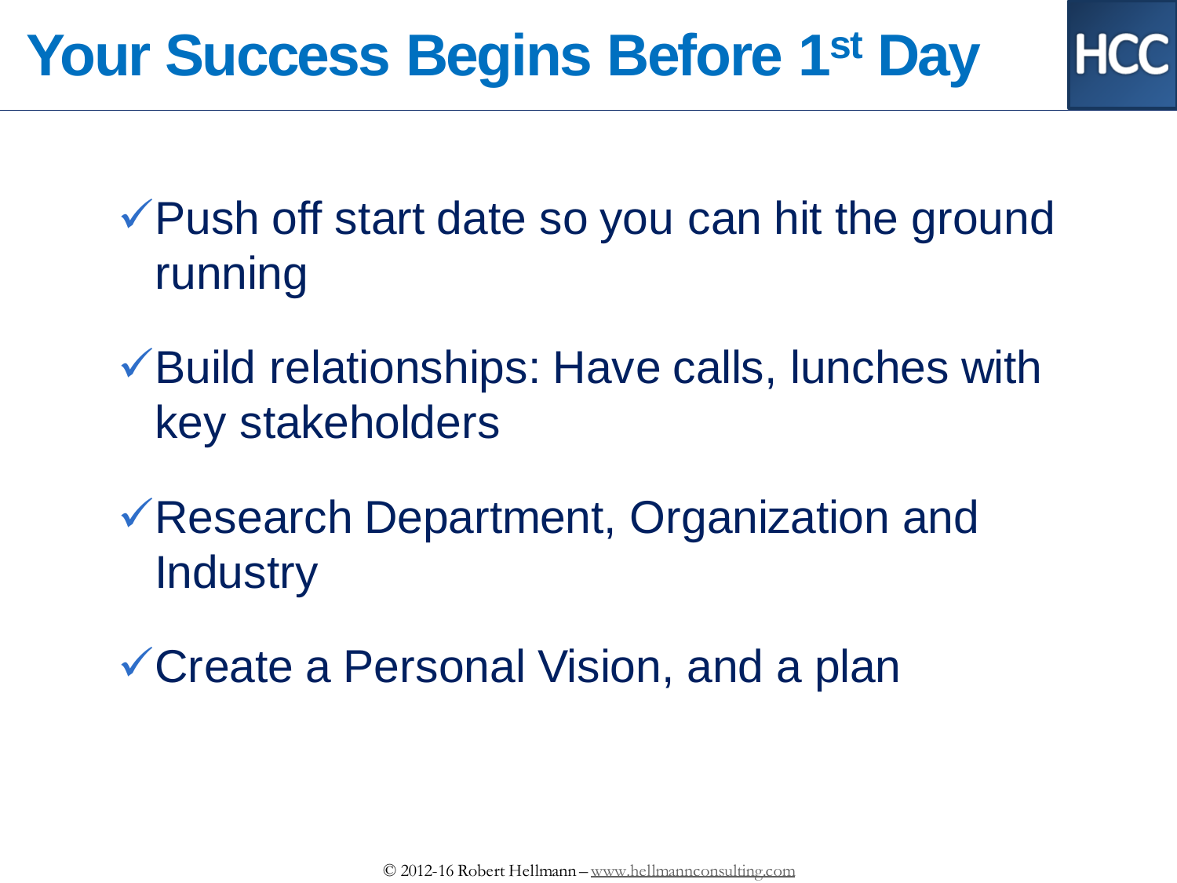# Your Success Begins Before 1st Day

- ✓Push off start date so you can hit the ground running
- ✓Build relationships: Have calls, lunches with key stakeholders
- ✓Research Department, Organization and Industry
- ✓Create a Personal Vision, and a plan

© 2012-16 Robert Hellmann – www.hellmannconsulting.com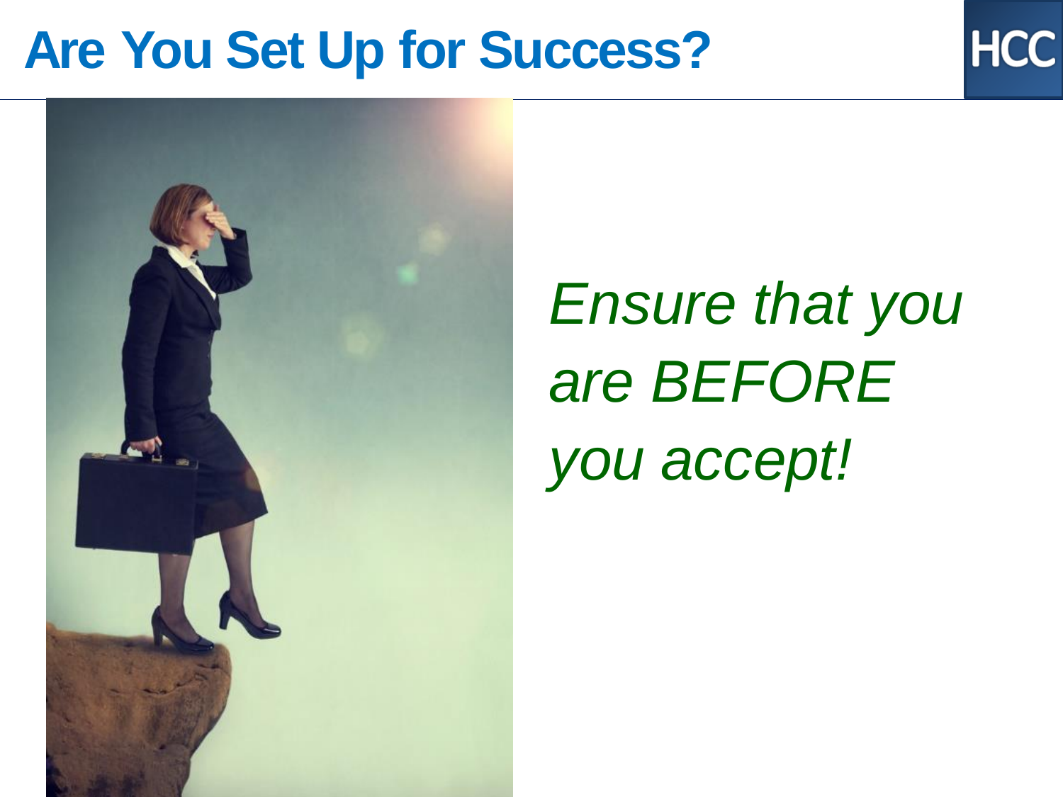# Are You Set Up for Success?

*Ensure that you are BEFORE you accept!*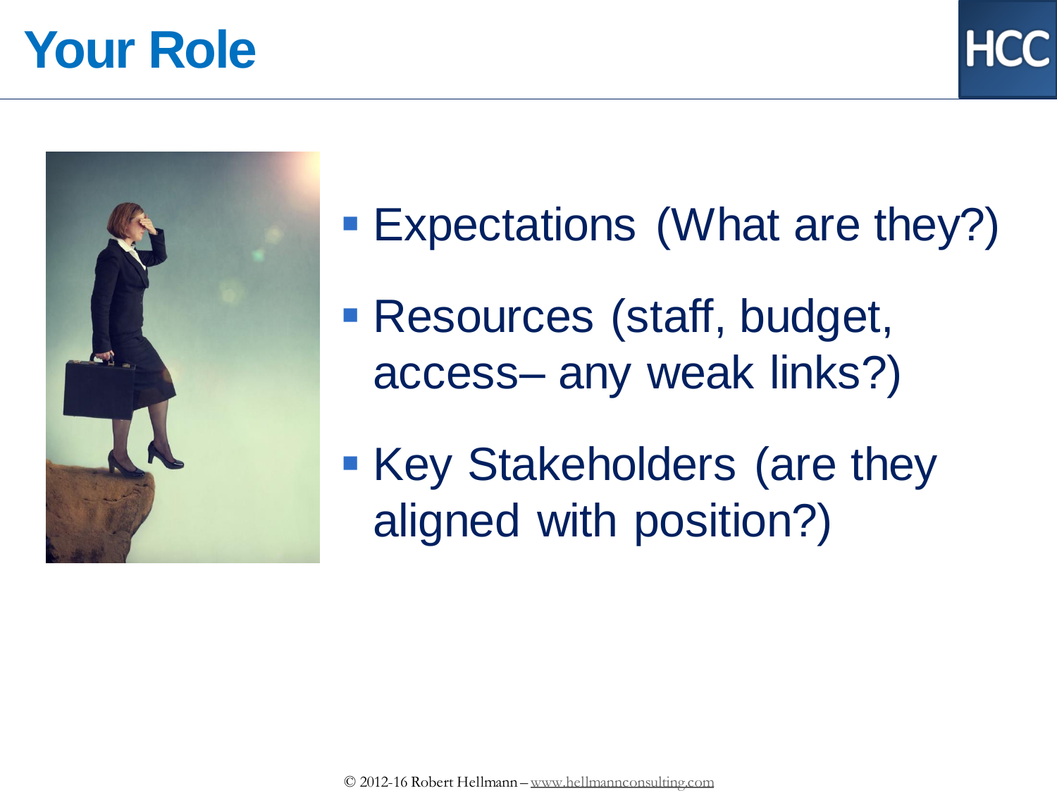# Your Role

- Expectations (What are they?)
- Resources (staff, budget, access– any weak links?)
- Key Stakeholders (are they aligned with position?)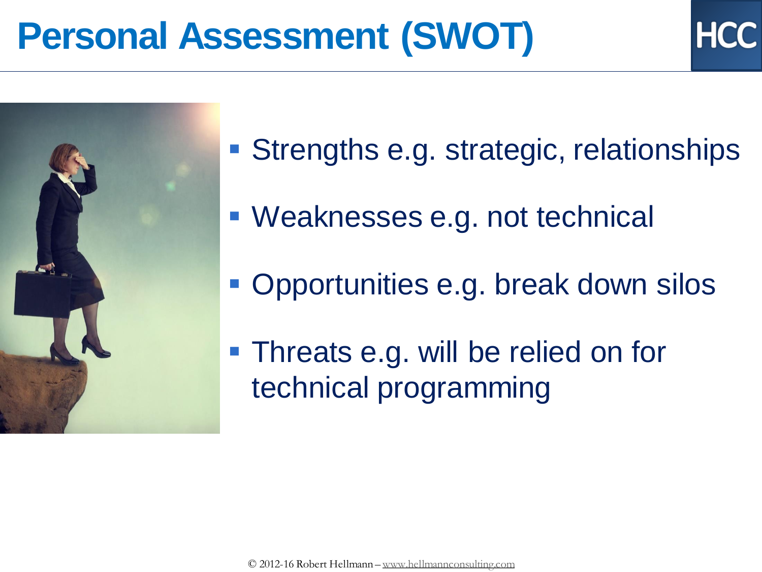# Personal Assessment (SWOT)

- Strengths e.g. strategic, relationships
- Weaknesses e.g. not technical
- Opportunities e.g. break down silos
- Threats e.g. will be relied on for technical programming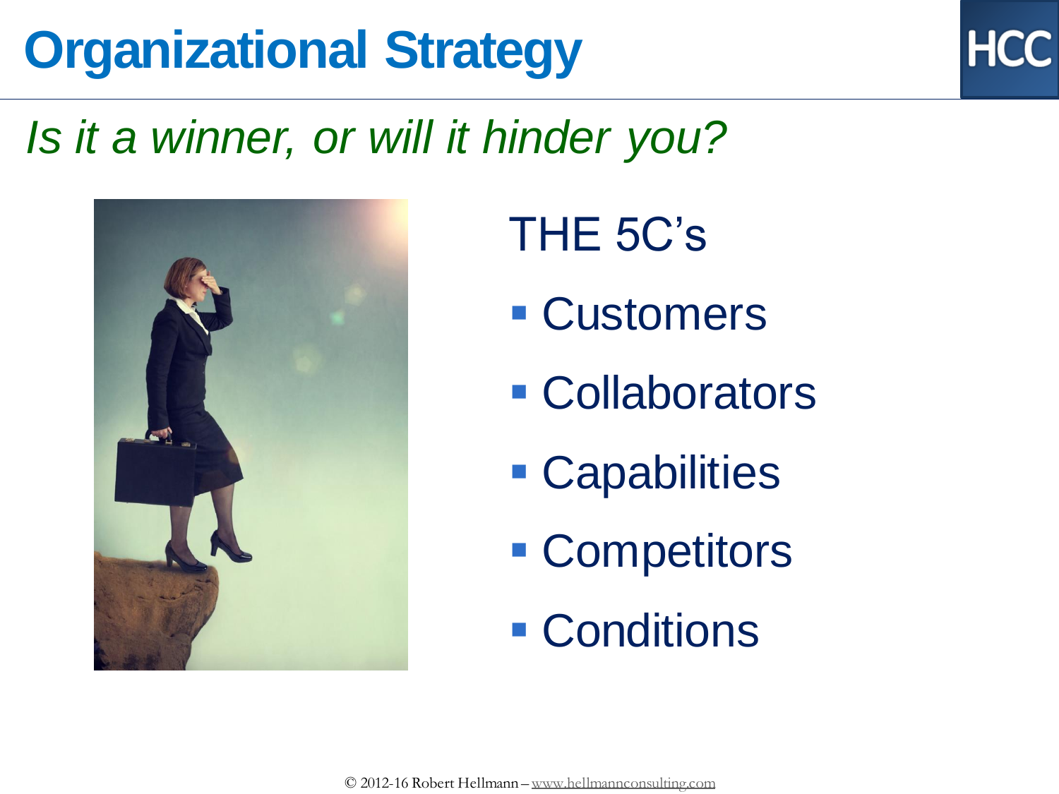# Organizational Strategy

*Is it a winner, or will it hinder you?*

THE 5C's

- Customers
- Collaborators
- Capabilities
- Competitors
- Conditions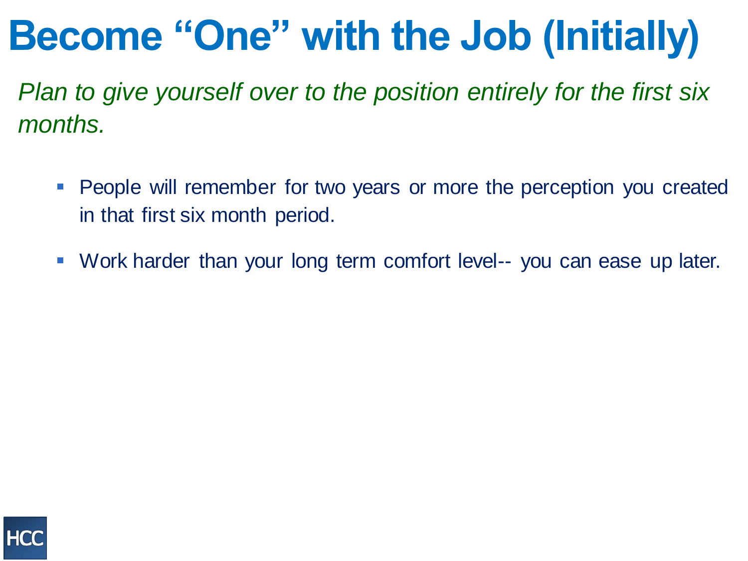# Become "One" with the Job (Initially)

*Plan to give yourself over to the position entirely for the first six months.*

- People will remember for two years or more the perception you created in that first six month period.
- Work harder than your long term comfort level-- you can ease up later.

HCC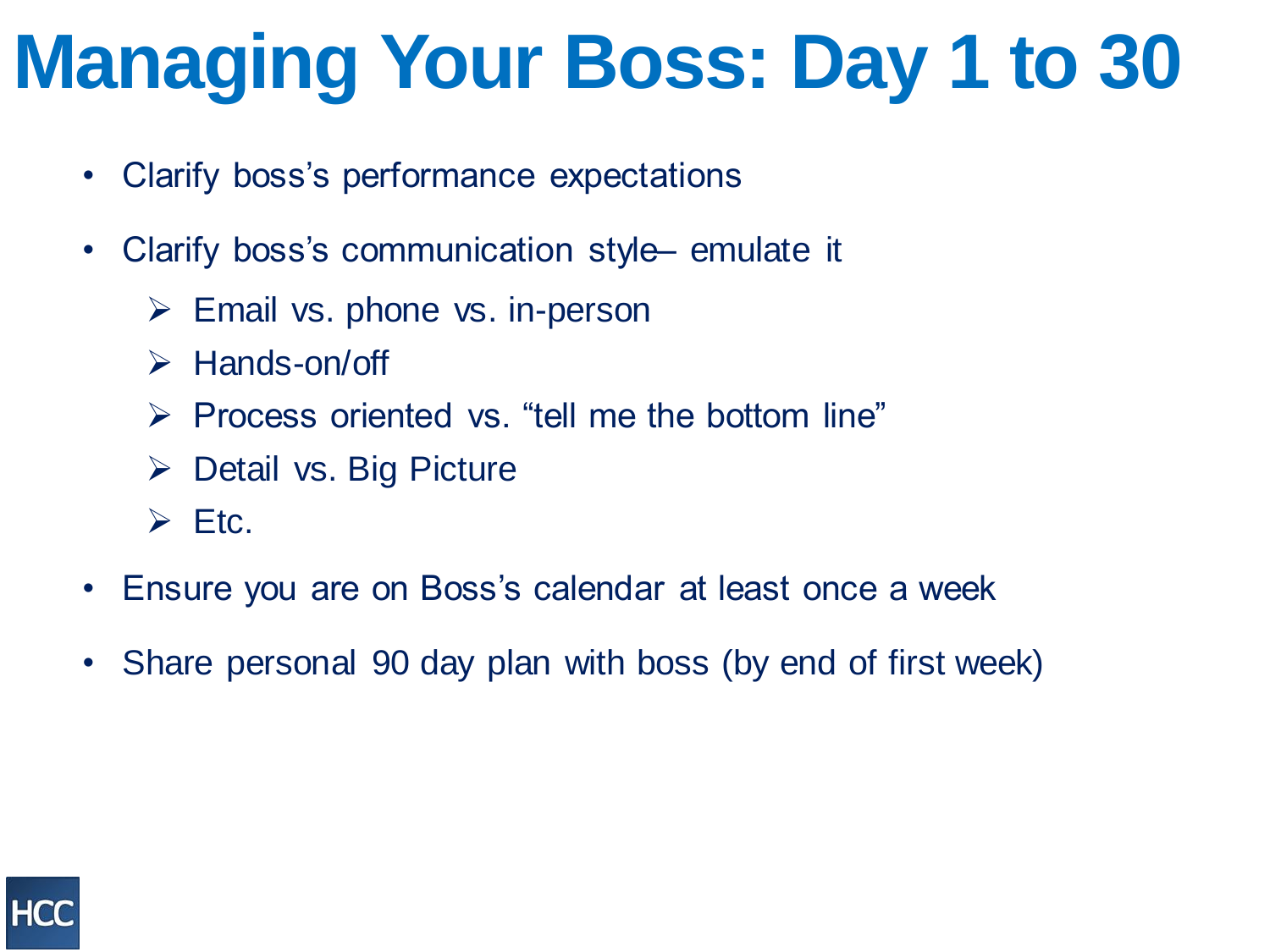# Managing Your Boss: Day 1 to 30

- Clarify boss's performance expectations
- Clarify boss's communication style– emulate it
  - Email vs. phone vs. in-person
  - Hands-on/off
  - Process oriented vs. "tell me the bottom line"
  - Detail vs. Big Picture
  - Etc.
- Ensure you are on Boss's calendar at least once a week
- Share personal 90 day plan with boss (by end of first week)

HCC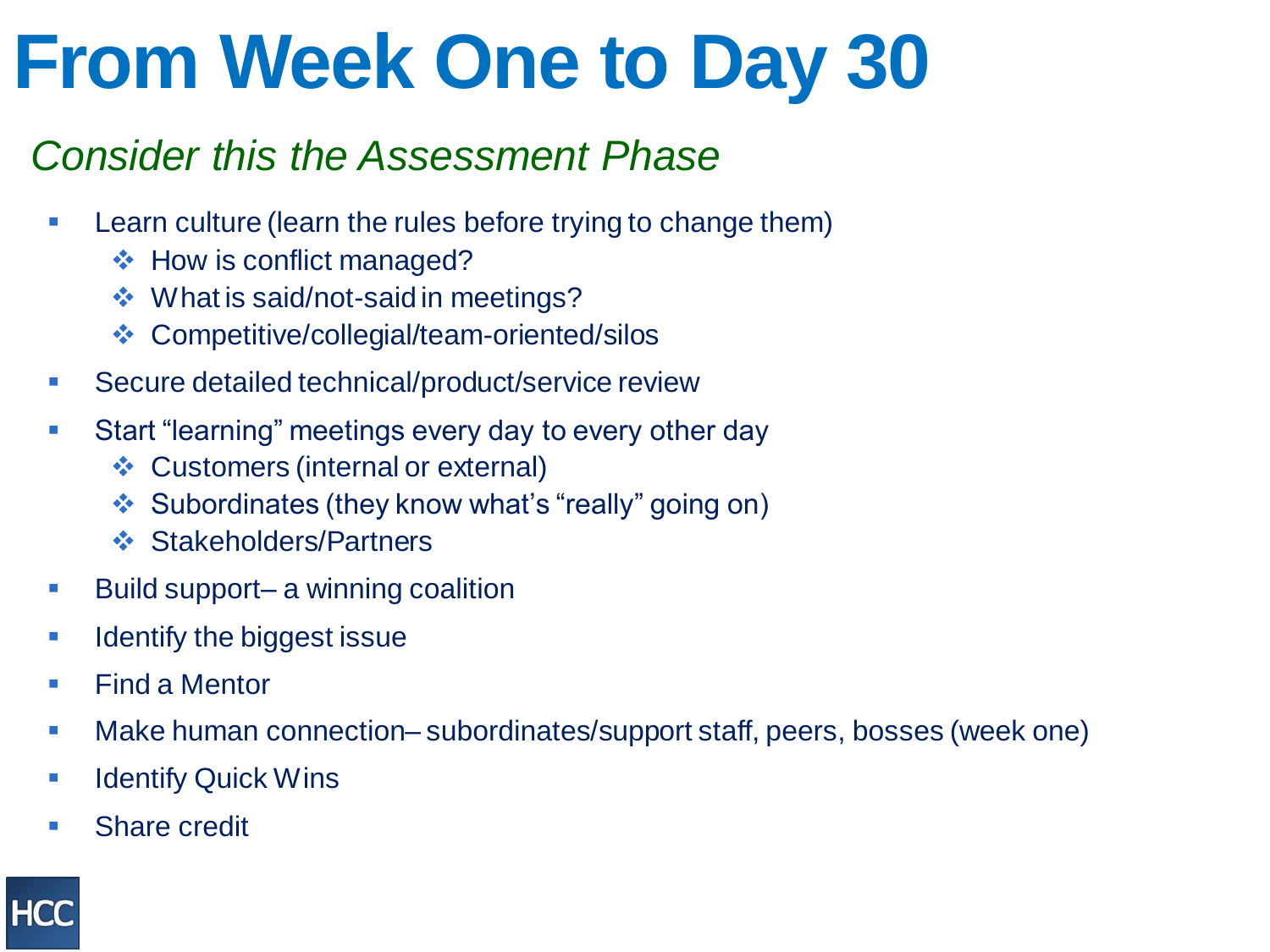# From Week One to Day 30

*Consider this the Assessment Phase*

- Learn culture (learn the rules before trying to change them)
  - How is conflict managed?
  - What is said/not-said in meetings?
  - Competitive/collegial/team-oriented/silos
- Secure detailed technical/product/service review
- Start “learning” meetings every day to every other day
  - Customers (internal or external)
  - Subordinates (they know what’s “really” going on)
  - Stakeholders/Partners
- Build support– a winning coalition
- Identify the biggest issue
- Find a Mentor
- Make human connection– subordinates/support staff, peers, bosses (week one)
- Identify Quick Wins
- Share credit

HCC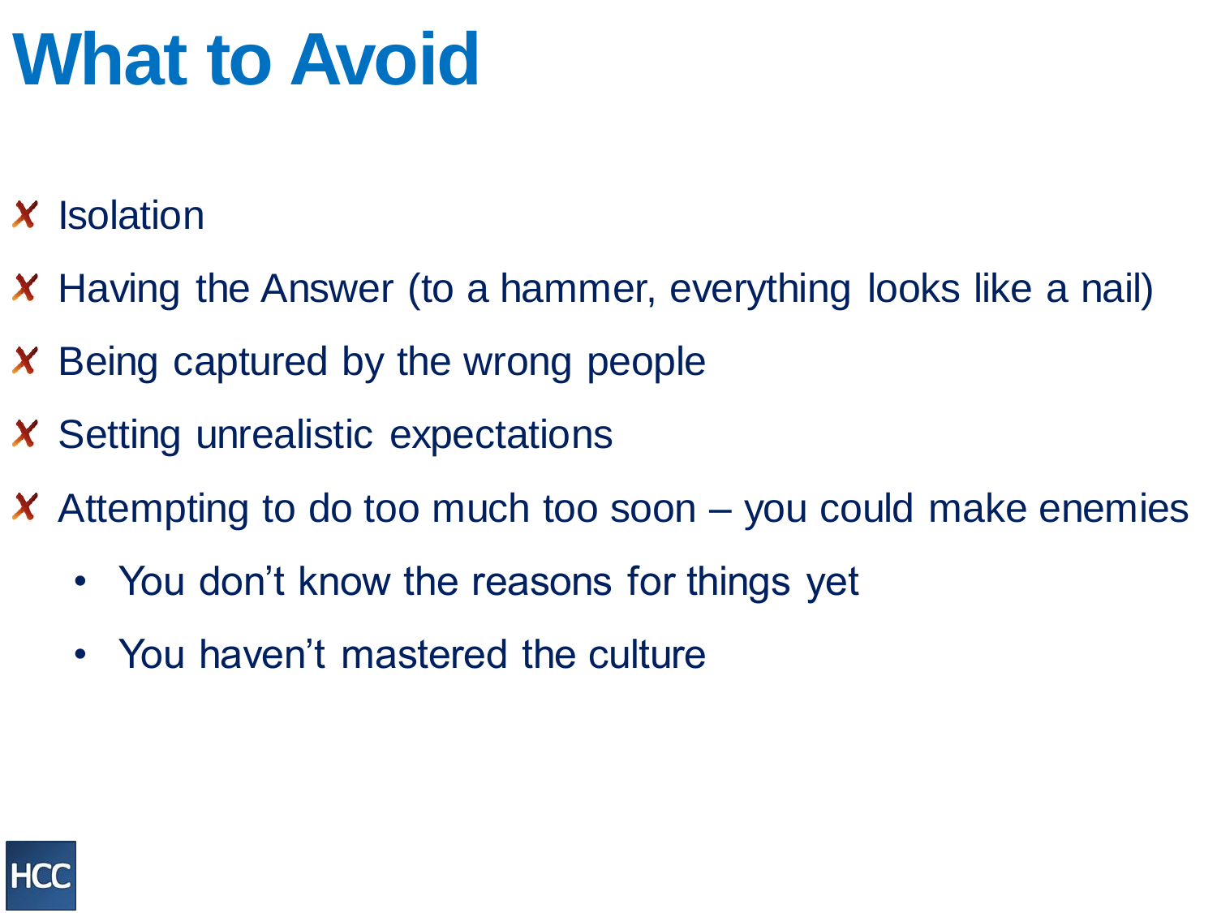# What to Avoid

- ✗ Isolation
- ✗ Having the Answer (to a hammer, everything looks like a nail)
- ✗ Being captured by the wrong people
- ✗ Setting unrealistic expectations
- ✗ Attempting to do too much too soon – you could make enemies
  - You don't know the reasons for things yet
  - You haven't mastered the culture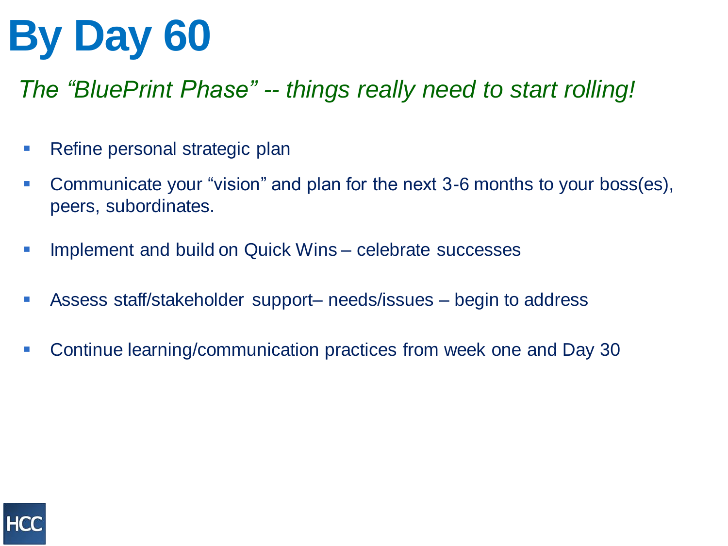# By Day 60

*The "BluePrint Phase" -- things really need to start rolling!*

- Refine personal strategic plan
- Communicate your "vision" and plan for the next 3-6 months to your boss(es), peers, subordinates.
- Implement and build on Quick Wins – celebrate successes
- Assess staff/stakeholder support– needs/issues – begin to address
- Continue learning/communication practices from week one and Day 30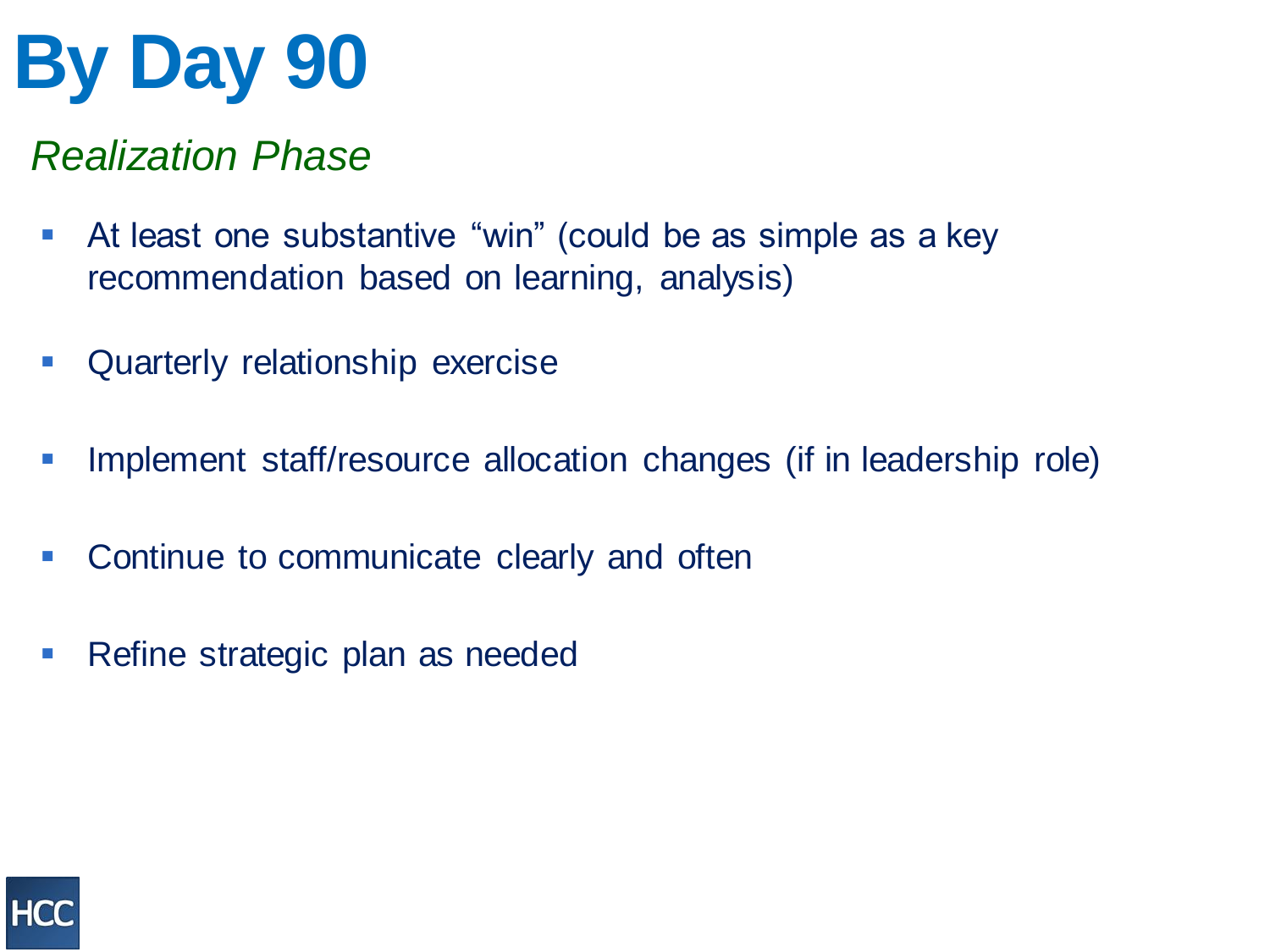# By Day 90

*Realization Phase*

- At least one substantive “win” (could be as simple as a key recommendation based on learning, analysis)
- Quarterly relationship exercise
- Implement staff/resource allocation changes (if in leadership role)
- Continue to communicate clearly and often
- Refine strategic plan as needed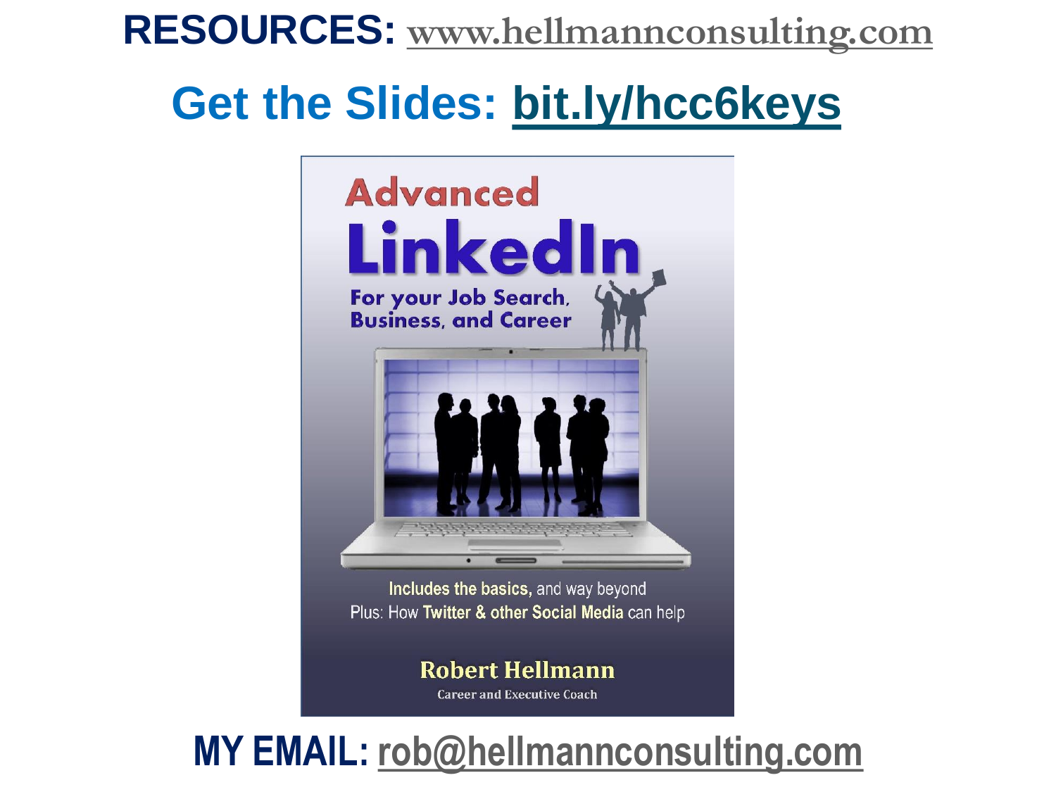**RESOURCES:** www.hellmannconsulting.com

**Get the Slides:** bit.ly/hcc6keys

Advanced

LinkedIn

For your Job Search, Business, and Career

Includes the basics, and way beyond

Plus: How Twitter & other Social Media can help

Robert Hellmann

Career and Executive Coach

**MY EMAIL:** rob@hellmannconsulting.com